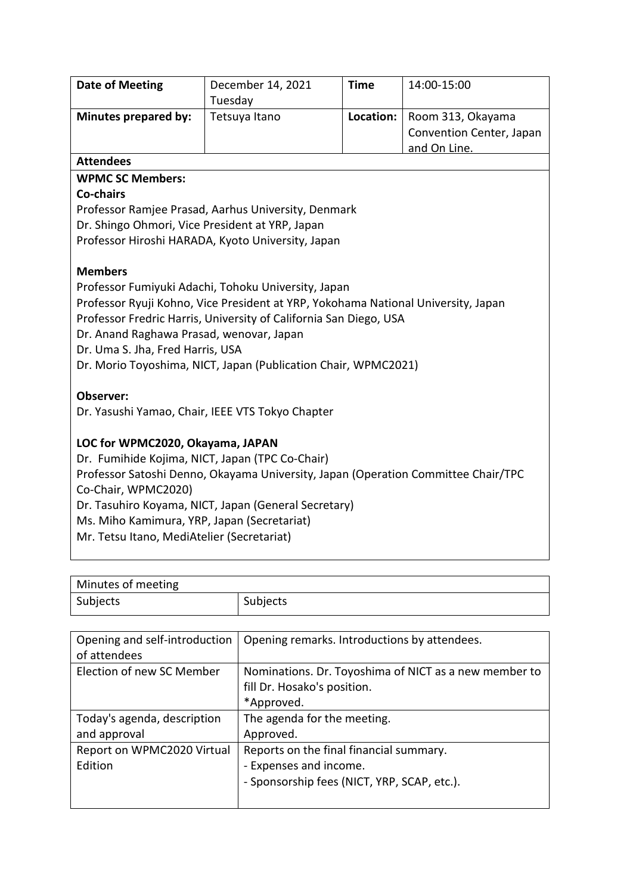| Date of Meeting | December 14, 2021 Tuesday | Time | 14:00-15:00 |
|---|---|---|---|
| Minutes prepared by: | Tetsuya Itano | Location: | Room 313, Okayama Convention Center, Japan and On Line. |

**Attendees**

**WPMC SC Members:**

**Co-chairs**

Professor Ramjee Prasad, Aarhus University, Denmark
Dr. Shingo Ohmori, Vice President at YRP, Japan
Professor Hiroshi HARADA, Kyoto University, Japan

**Members**

Professor Fumiyuki Adachi, Tohoku University, Japan
Professor Ryuji Kohno, Vice President at YRP, Yokohama National University, Japan
Professor Fredric Harris, University of California San Diego, USA
Dr. Anand Raghawa Prasad, wenovar, Japan
Dr. Uma S. Jha, Fred Harris, USA
Dr. Morio Toyoshima, NICT, Japan (Publication Chair, WPMC2021)

**Observer:**

Dr. Yasushi Yamao, Chair, IEEE VTS Tokyo Chapter

**LOC for WPMC2020, Okayama, JAPAN**

Dr. Fumihide Kojima, NICT, Japan (TPC Co-Chair)
Professor Satoshi Denno, Okayama University, Japan (Operation Committee Chair/TPC Co-Chair, WPMC2020)
Dr. Tasuhiro Koyama, NICT, Japan (General Secretary)
Ms. Miho Kamimura, YRP, Japan (Secretariat)
Mr. Tetsu Itano, MediAtelier (Secretariat)

| Minutes of meeting | |
|---|---|
| Subjects | Subjects |
| Opening and self-introduction of attendees | Opening remarks. Introductions by attendees. |
| Election of new SC Member | Nominations. Dr. Toyoshima of NICT as a new member to fill Dr. Hosako's position.<br>*Approved. |
| Today's agenda, description and approval | The agenda for the meeting.<br>Approved. |
| Report on WPMC2020 Virtual Edition | Reports on the final financial summary.<br>- Expenses and income.<br>- Sponsorship fees (NICT, YRP, SCAP, etc.). |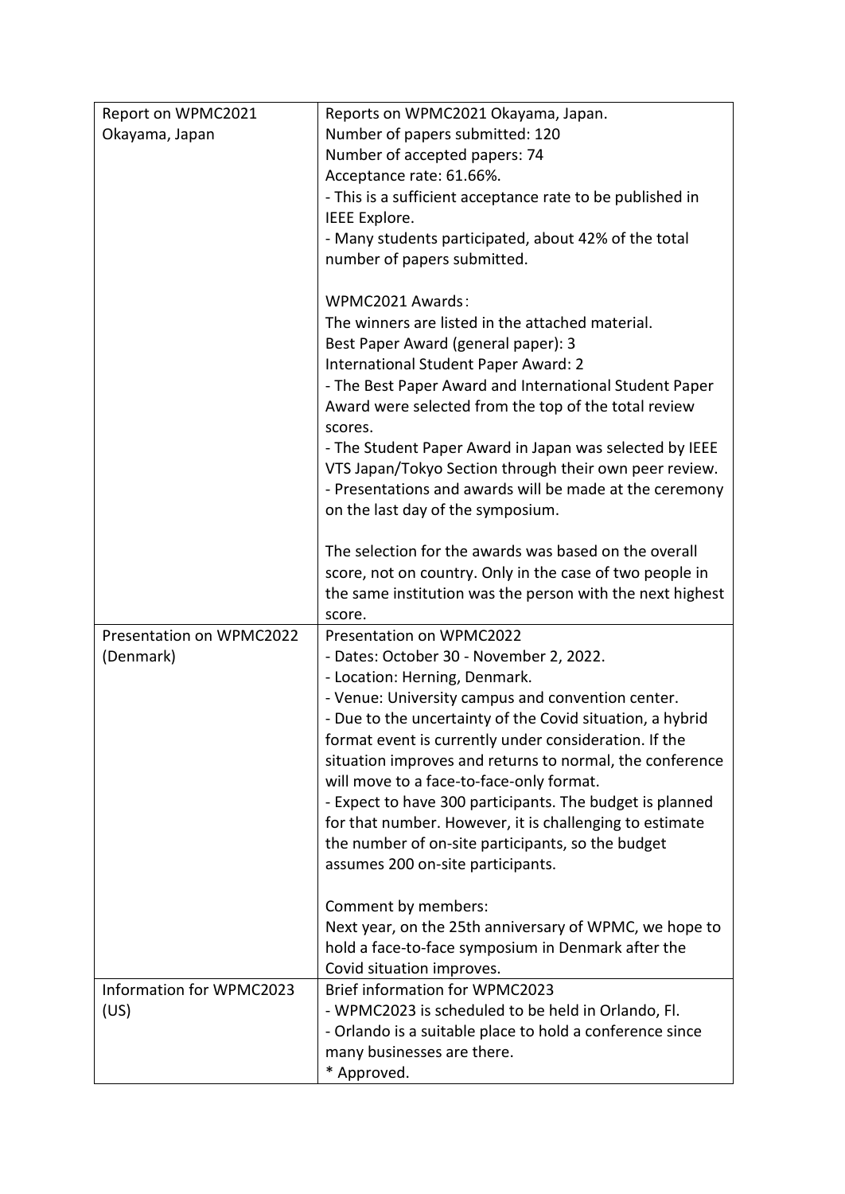| | |
|---|---|
| Report on WPMC2021 Okayama, Japan | Reports on WPMC2021 Okayama, Japan.<br>Number of papers submitted: 120<br>Number of accepted papers: 74<br>Acceptance rate: 61.66%.<br>- This is a sufficient acceptance rate to be published in IEEE Explore.<br>- Many students participated, about 42% of the total number of papers submitted.<br><br>WPMC2021 Awards：<br>The winners are listed in the attached material.<br>Best Paper Award (general paper): 3<br>International Student Paper Award: 2<br>- The Best Paper Award and International Student Paper Award were selected from the top of the total review scores.<br>- The Student Paper Award in Japan was selected by IEEE VTS Japan/Tokyo Section through their own peer review.<br>- Presentations and awards will be made at the ceremony on the last day of the symposium.<br><br>The selection for the awards was based on the overall score, not on country. Only in the case of two people in the same institution was the person with the next highest score. |
| Presentation on WPMC2022 (Denmark) | Presentation on WPMC2022<br>- Dates: October 30 - November 2, 2022.<br>- Location: Herning, Denmark.<br>- Venue: University campus and convention center.<br>- Due to the uncertainty of the Covid situation, a hybrid format event is currently under consideration. If the situation improves and returns to normal, the conference will move to a face-to-face-only format.<br>- Expect to have 300 participants. The budget is planned for that number. However, it is challenging to estimate the number of on-site participants, so the budget assumes 200 on-site participants.<br><br>Comment by members:<br>Next year, on the 25th anniversary of WPMC, we hope to hold a face-to-face symposium in Denmark after the Covid situation improves. |
| Information for WPMC2023 (US) | Brief information for WPMC2023<br>- WPMC2023 is scheduled to be held in Orlando, Fl.<br>- Orlando is a suitable place to hold a conference since many businesses are there.<br>* Approved. |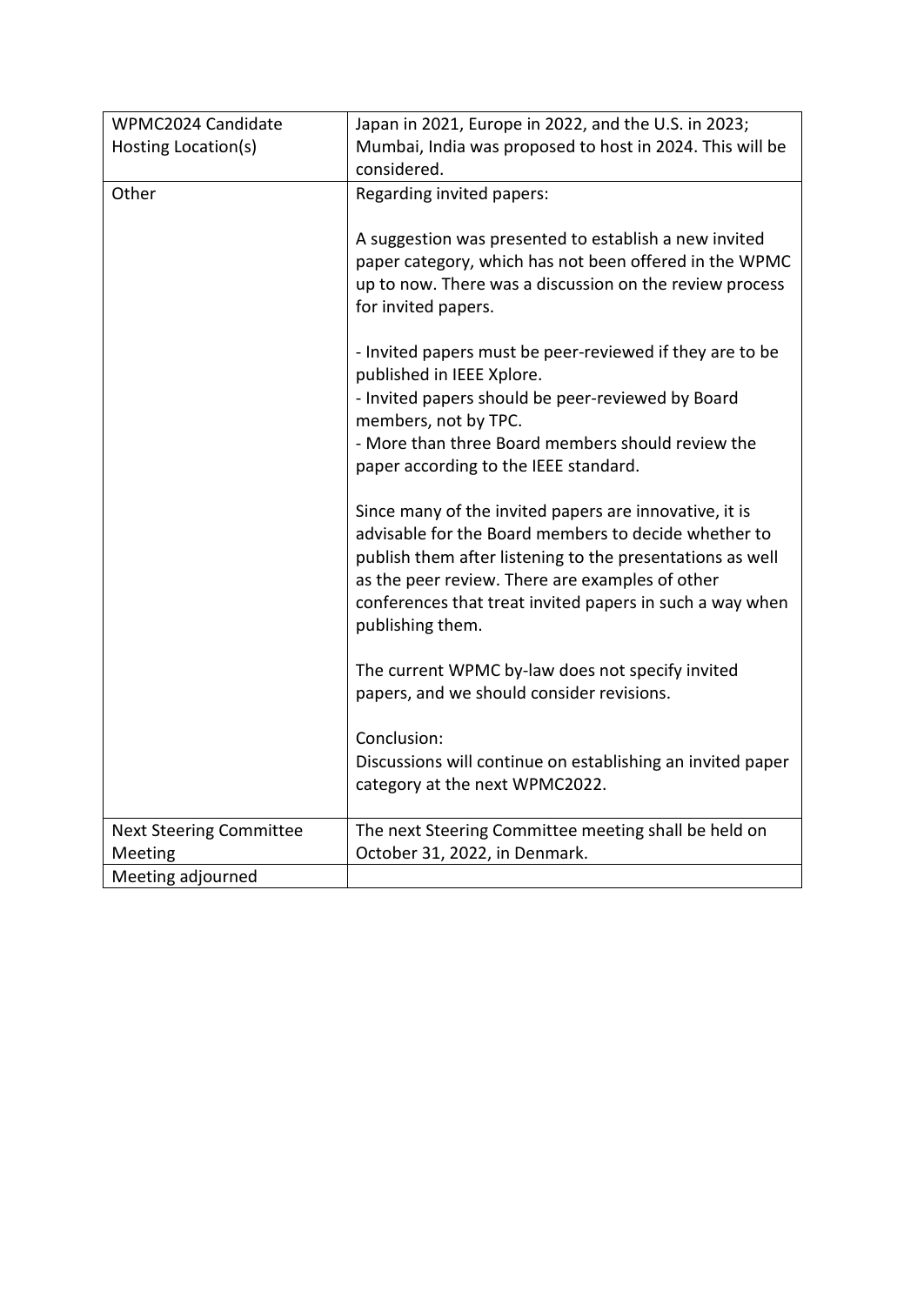| | |
|---|---|
| WPMC2024 Candidate Hosting Location(s) | Japan in 2021, Europe in 2022, and the U.S. in 2023; Mumbai, India was proposed to host in 2024. This will be considered. |
| Other | Regarding invited papers:<br><br>A suggestion was presented to establish a new invited paper category, which has not been offered in the WPMC up to now. There was a discussion on the review process for invited papers.<br><br>- Invited papers must be peer-reviewed if they are to be published in IEEE Xplore.<br>- Invited papers should be peer-reviewed by Board members, not by TPC.<br>- More than three Board members should review the paper according to the IEEE standard.<br><br>Since many of the invited papers are innovative, it is advisable for the Board members to decide whether to publish them after listening to the presentations as well as the peer review. There are examples of other conferences that treat invited papers in such a way when publishing them.<br><br>The current WPMC by-law does not specify invited papers, and we should consider revisions.<br><br>Conclusion:<br>Discussions will continue on establishing an invited paper category at the next WPMC2022. |
| Next Steering Committee Meeting | The next Steering Committee meeting shall be held on October 31, 2022, in Denmark. |
| Meeting adjourned | |